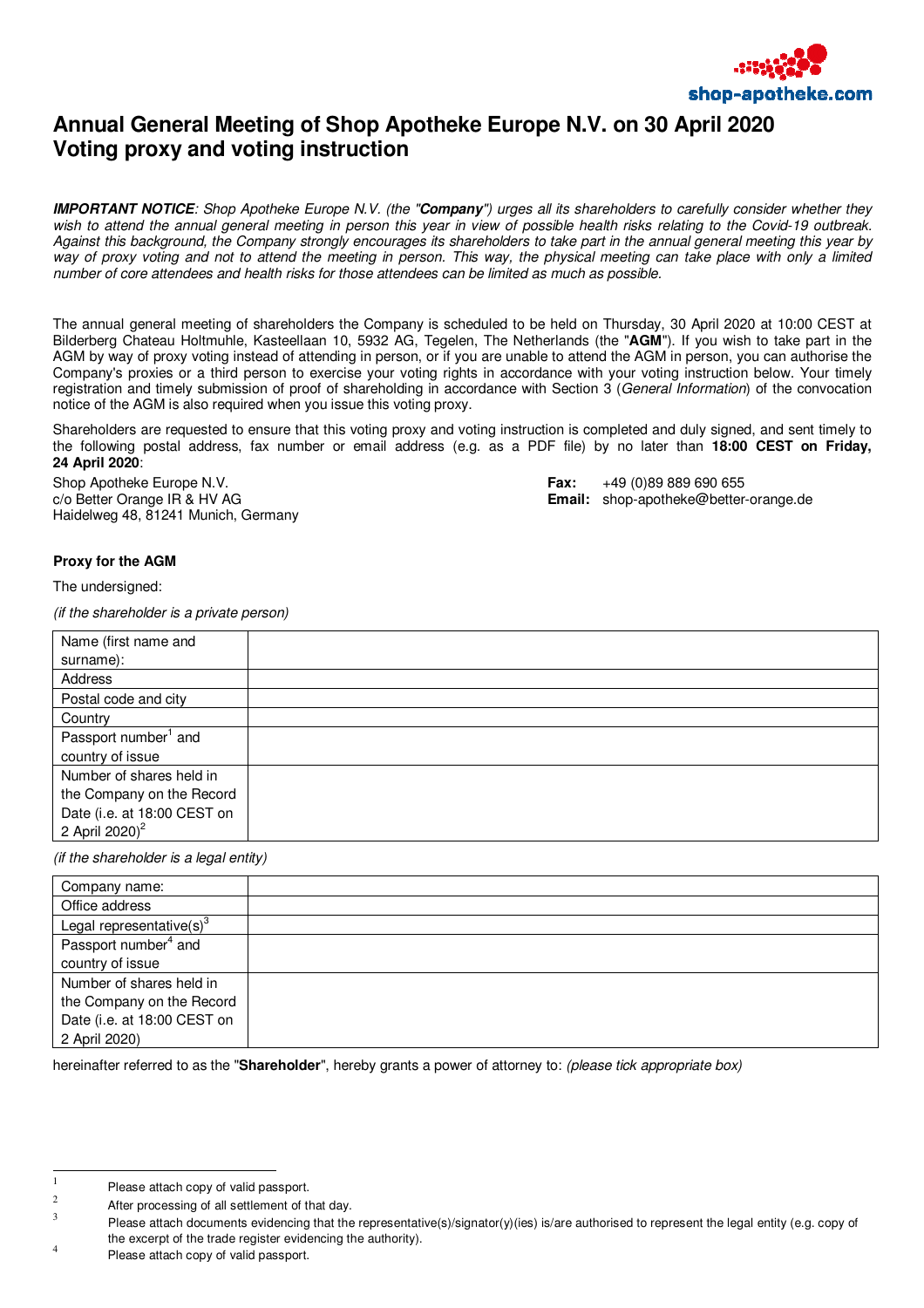# Annual General Meeting of Shop Apotheke Europe N.V. on 30 April 2020
# Voting proxy and voting instruction

***IMPORTANT NOTICE**: Shop Apotheke Europe N.V. (the "**Company**") urges all its shareholders to carefully consider whether they wish to attend the annual general meeting in person this year in view of possible health risks relating to the Covid-19 outbreak. Against this background, the Company strongly encourages its shareholders to take part in the annual general meeting this year by way of proxy voting and not to attend the meeting in person. This way, the physical meeting can take place with only a limited number of core attendees and health risks for those attendees can be limited as much as possible.*

The annual general meeting of shareholders the Company is scheduled to be held on Thursday, 30 April 2020 at 10:00 CEST at Bilderberg Chateau Holtmuhle, Kasteellaan 10, 5932 AG, Tegelen, The Netherlands (the "**AGM**"). If you wish to take part in the AGM by way of proxy voting instead of attending in person, or if you are unable to attend the AGM in person, you can authorise the Company's proxies or a third person to exercise your voting rights in accordance with your voting instruction below. Your timely registration and timely submission of proof of shareholding in accordance with Section 3 (*General Information*) of the convocation notice of the AGM is also required when you issue this voting proxy.

Shareholders are requested to ensure that this voting proxy and voting instruction is completed and duly signed, and sent timely to the following postal address, fax number or email address (e.g. as a PDF file) by no later than **18:00 CEST on Friday, 24 April 2020**:

Shop Apotheke Europe N.V.
c/o Better Orange IR & HV AG
Haidelweg 48, 81241 Munich, Germany

**Fax:** +49 (0)89 889 690 655
**Email:** shop-apotheke@better-orange.de

**Proxy for the AGM**

The undersigned:

*(if the shareholder is a private person)*

| | |
|---|---|
| Name (first name and surname): | |
| Address | |
| Postal code and city | |
| Country | |
| Passport number[1] and country of issue | |
| Number of shares held in the Company on the Record Date (i.e. at 18:00 CEST on 2 April 2020)[2] | |

*(if the shareholder is a legal entity)*

| | |
|---|---|
| Company name: | |
| Office address | |
| Legal representative(s)[3] | |
| Passport number[4] and country of issue | |
| Number of shares held in the Company on the Record Date (i.e. at 18:00 CEST on 2 April 2020) | |

hereinafter referred to as the "**Shareholder**", hereby grants a power of attorney to: *(please tick appropriate box)*

---

[1] Please attach copy of valid passport.

[2] After processing of all settlement of that day.

[3] Please attach documents evidencing that the representative(s)/signator(y)(ies) is/are authorised to represent the legal entity (e.g. copy of the excerpt of the trade register evidencing the authority).

[4] Please attach copy of valid passport.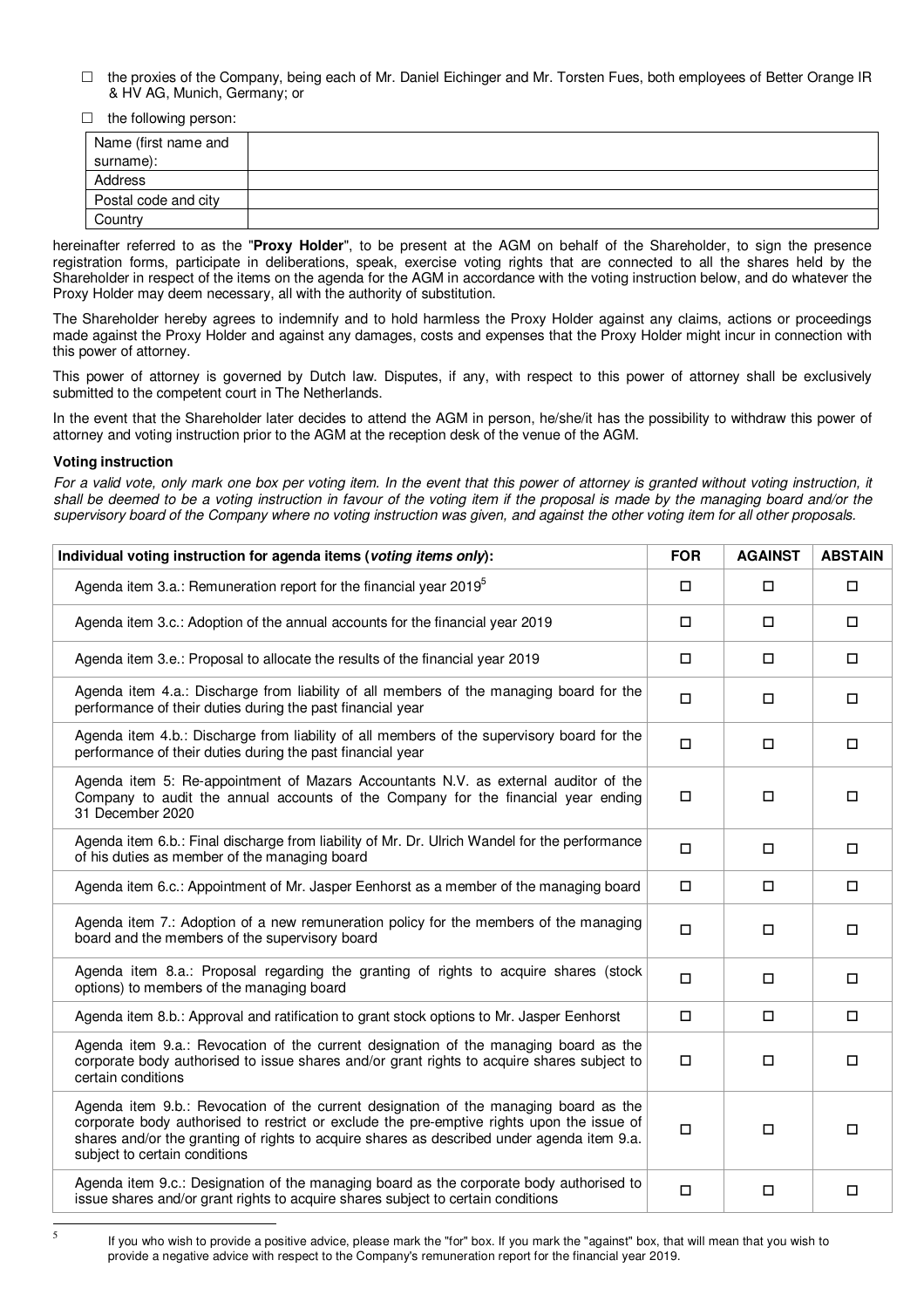☐ the proxies of the Company, being each of Mr. Daniel Eichinger and Mr. Torsten Fues, both employees of Better Orange IR & HV AG, Munich, Germany; or

☐ the following person:

| Name (first name and surname): | |
|---|---|
| Address | |
| Postal code and city | |
| Country | |

hereinafter referred to as the "**Proxy Holder**", to be present at the AGM on behalf of the Shareholder, to sign the presence registration forms, participate in deliberations, speak, exercise voting rights that are connected to all the shares held by the Shareholder in respect of the items on the agenda for the AGM in accordance with the voting instruction below, and do whatever the Proxy Holder may deem necessary, all with the authority of substitution.

The Shareholder hereby agrees to indemnify and to hold harmless the Proxy Holder against any claims, actions or proceedings made against the Proxy Holder and against any damages, costs and expenses that the Proxy Holder might incur in connection with this power of attorney.

This power of attorney is governed by Dutch law. Disputes, if any, with respect to this power of attorney shall be exclusively submitted to the competent court in The Netherlands.

In the event that the Shareholder later decides to attend the AGM in person, he/she/it has the possibility to withdraw this power of attorney and voting instruction prior to the AGM at the reception desk of the venue of the AGM.

**Voting instruction**

*For a valid vote, only mark one box per voting item. In the event that this power of attorney is granted without voting instruction, it shall be deemed to be a voting instruction in favour of the voting item if the proposal is made by the managing board and/or the supervisory board of the Company where no voting instruction was given, and against the other voting item for all other proposals.*

| Individual voting instruction for agenda items (*voting items only*): | FOR | AGAINST | ABSTAIN |
|---|---|---|---|
| Agenda item 3.a.: Remuneration report for the financial year 2019[5] | ☐ | ☐ | ☐ |
| Agenda item 3.c.: Adoption of the annual accounts for the financial year 2019 | ☐ | ☐ | ☐ |
| Agenda item 3.e.: Proposal to allocate the results of the financial year 2019 | ☐ | ☐ | ☐ |
| Agenda item 4.a.: Discharge from liability of all members of the managing board for the performance of their duties during the past financial year | ☐ | ☐ | ☐ |
| Agenda item 4.b.: Discharge from liability of all members of the supervisory board for the performance of their duties during the past financial year | ☐ | ☐ | ☐ |
| Agenda item 5: Re-appointment of Mazars Accountants N.V. as external auditor of the Company to audit the annual accounts of the Company for the financial year ending 31 December 2020 | ☐ | ☐ | ☐ |
| Agenda item 6.b.: Final discharge from liability of Mr. Dr. Ulrich Wandel for the performance of his duties as member of the managing board | ☐ | ☐ | ☐ |
| Agenda item 6.c.: Appointment of Mr. Jasper Eenhorst as a member of the managing board | ☐ | ☐ | ☐ |
| Agenda item 7.: Adoption of a new remuneration policy for the members of the managing board and the members of the supervisory board | ☐ | ☐ | ☐ |
| Agenda item 8.a.: Proposal regarding the granting of rights to acquire shares (stock options) to members of the managing board | ☐ | ☐ | ☐ |
| Agenda item 8.b.: Approval and ratification to grant stock options to Mr. Jasper Eenhorst | ☐ | ☐ | ☐ |
| Agenda item 9.a.: Revocation of the current designation of the managing board as the corporate body authorised to issue shares and/or grant rights to acquire shares subject to certain conditions | ☐ | ☐ | ☐ |
| Agenda item 9.b.: Revocation of the current designation of the managing board as the corporate body authorised to restrict or exclude the pre-emptive rights upon the issue of shares and/or the granting of rights to acquire shares as described under agenda item 9.a. subject to certain conditions | ☐ | ☐ | ☐ |
| Agenda item 9.c.: Designation of the managing board as the corporate body authorised to issue shares and/or grant rights to acquire shares subject to certain conditions | ☐ | ☐ | ☐ |

[5] If you who wish to provide a positive advice, please mark the "for" box. If you mark the "against" box, that will mean that you wish to provide a negative advice with respect to the Company's remuneration report for the financial year 2019.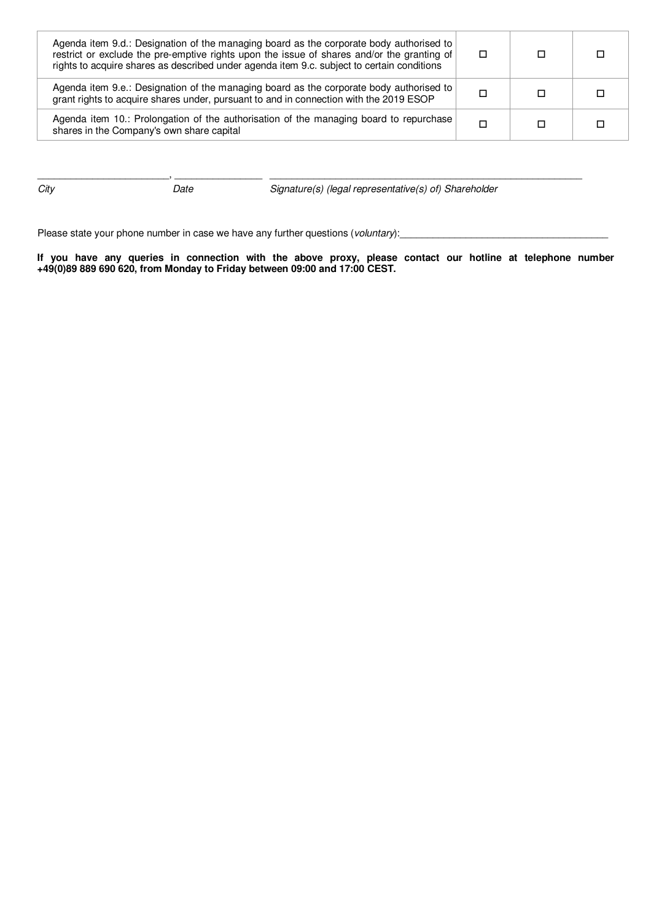| | | | |
|---|---|---|---|
| Agenda item 9.d.: Designation of the managing board as the corporate body authorised to restrict or exclude the pre-emptive rights upon the issue of shares and/or the granting of rights to acquire shares as described under agenda item 9.c. subject to certain conditions | ☐ | ☐ | ☐ |
| Agenda item 9.e.: Designation of the managing board as the corporate body authorised to grant rights to acquire shares under, pursuant to and in connection with the 2019 ESOP | ☐ | ☐ | ☐ |
| Agenda item 10.: Prolongation of the authorisation of the managing board to repurchase shares in the Company's own share capital | ☐ | ☐ | ☐ |

________________________, ________________ ___________________________________________________________

*City* *Date* *Signature(s) (legal representative(s) of) Shareholder*

Please state your phone number in case we have any further questions (*voluntary*):______________________________________

**If you have any queries in connection with the above proxy, please contact our hotline at telephone number +49(0)89 889 690 620, from Monday to Friday between 09:00 and 17:00 CEST.**